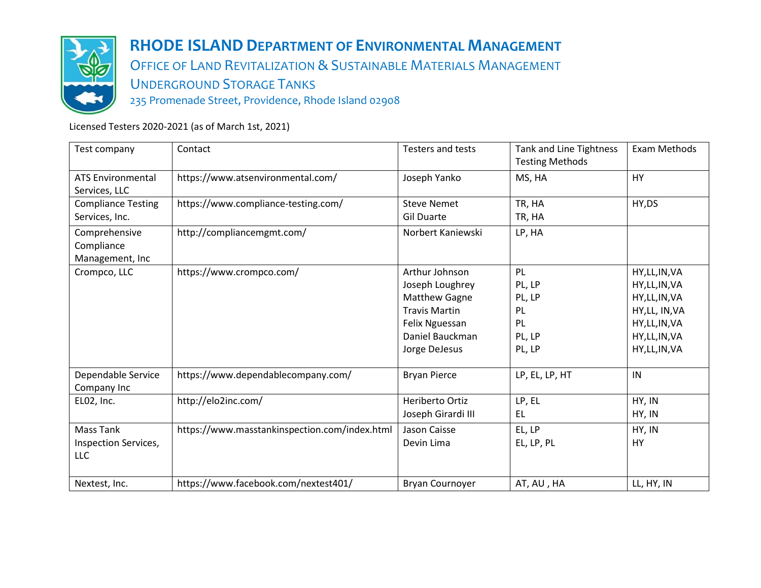# RHODE ISLAND DEPARTMENT OF ENVIRONMENTAL MANAGEMENT

## OFFICE OF LAND REVITALIZATION & SUSTAINABLE MATERIALS MANAGEMENT

## UNDERGROUND STORAGE TANKS

235 Promenade Street, Providence, Rhode Island 02908

Licensed Testers 2020-2021 (as of March 1st, 2021)

| Test company | Contact | Testers and tests | Tank and Line Tightness Testing Methods | Exam Methods |
|---|---|---|---|---|
| ATS Environmental Services, LLC | https://www.atsenvironmental.com/ | Joseph Yanko | MS, HA | HY |
| Compliance Testing Services, Inc. | https://www.compliance-testing.com/ | Steve Nemet<br>Gil Duarte | TR, HA<br>TR, HA | HY,DS |
| Comprehensive Compliance Management, Inc | http://compliancemgmt.com/ | Norbert Kaniewski | LP, HA | |
| Crompco, LLC | https://www.crompco.com/ | Arthur Johnson<br>Joseph Loughrey<br>Matthew Gagne<br>Travis Martin<br>Felix Nguessan<br>Daniel Bauckman<br>Jorge DeJesus | PL<br>PL, LP<br>PL, LP<br>PL<br>PL<br>PL, LP<br>PL, LP | HY,LL,IN,VA<br>HY,LL,IN,VA<br>HY,LL,IN,VA<br>HY,LL, IN,VA<br>HY,LL,IN,VA<br>HY,LL,IN,VA<br>HY,LL,IN,VA |
| Dependable Service Company Inc | https://www.dependablecompany.com/ | Bryan Pierce | LP, EL, LP, HT | IN |
| EL02, Inc. | http://elo2inc.com/ | Heriberto Ortiz<br>Joseph Girardi III | LP, EL<br>EL | HY, IN<br>HY, IN |
| Mass Tank Inspection Services, LLC | https://www.masstankinspection.com/index.html | Jason Caisse<br>Devin Lima | EL, LP<br>EL, LP, PL | HY, IN<br>HY |
| Nextest, Inc. | https://www.facebook.com/nextest401/ | Bryan Cournoyer | AT, AU , HA | LL, HY, IN |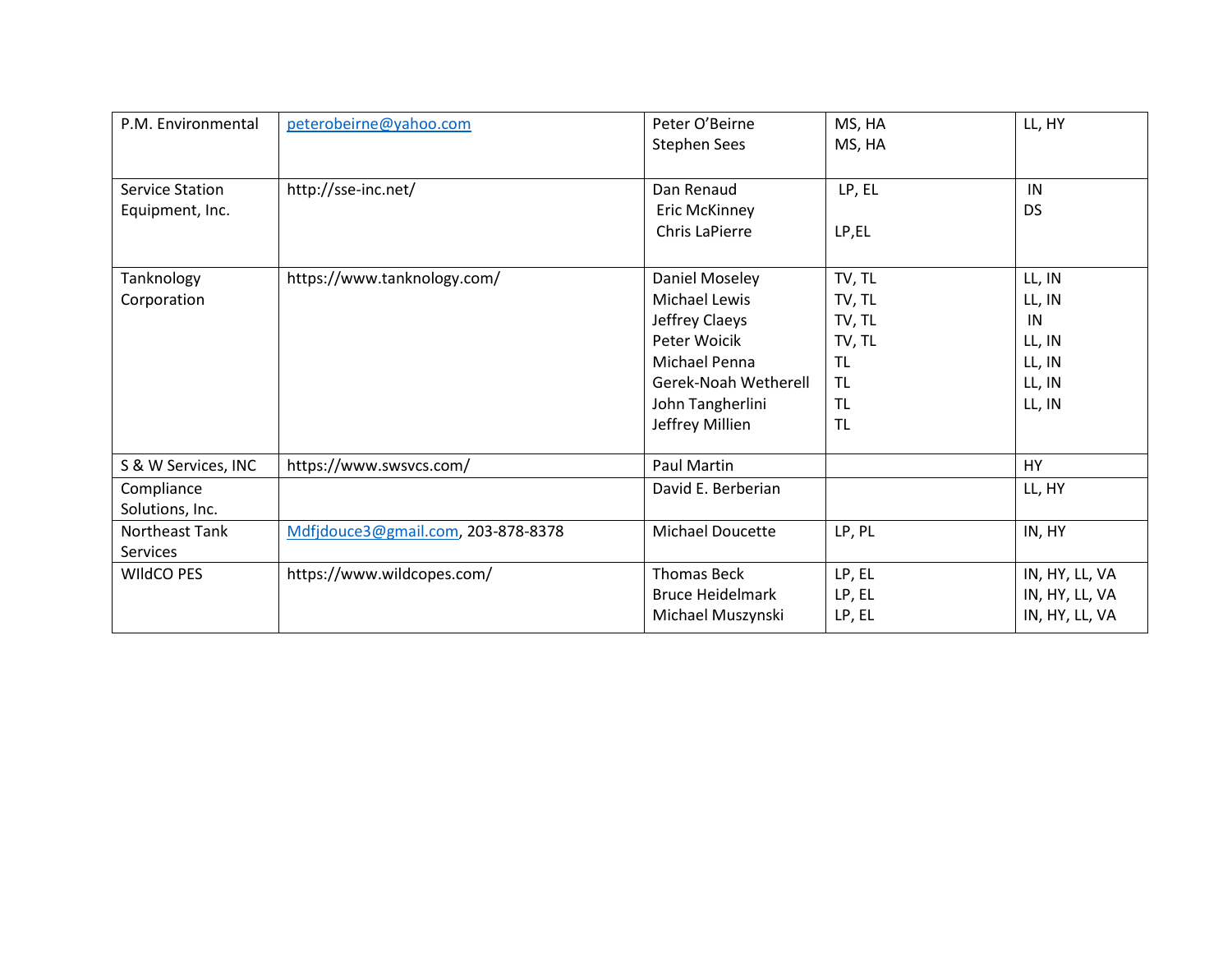| | | | | |
|---|---|---|---|---|
| P.M. Environmental | peterobeirne@yahoo.com | Peter O'Beirne<br>Stephen Sees | MS, HA<br>MS, HA | LL, HY |
| Service Station Equipment, Inc. | http://sse-inc.net/ | Dan Renaud<br>Eric McKinney<br>Chris LaPierre | LP, EL<br><br>LP,EL | IN<br>DS |
| Tanknology Corporation | https://www.tanknology.com/ | Daniel Moseley<br>Michael Lewis<br>Jeffrey Claeys<br>Peter Woicik<br>Michael Penna<br>Gerek-Noah Wetherell<br>John Tangherlini<br>Jeffrey Millien | TV, TL<br>TV, TL<br>TV, TL<br>TV, TL<br>TL<br>TL<br>TL<br>TL | LL, IN<br>LL, IN<br>IN<br>LL, IN<br>LL, IN<br>LL, IN<br>LL, IN |
| S & W Services, INC | https://www.swsvcs.com/ | Paul Martin | | HY |
| Compliance Solutions, Inc. | | David E. Berberian | | LL, HY |
| Northeast Tank Services | Mdfjdouce3@gmail.com, 203-878-8378 | Michael Doucette | LP, PL | IN, HY |
| WIldCO PES | https://www.wildcopes.com/ | Thomas Beck<br>Bruce Heidelmark<br>Michael Muszynski | LP, EL<br>LP, EL<br>LP, EL | IN, HY, LL, VA<br>IN, HY, LL, VA<br>IN, HY, LL, VA |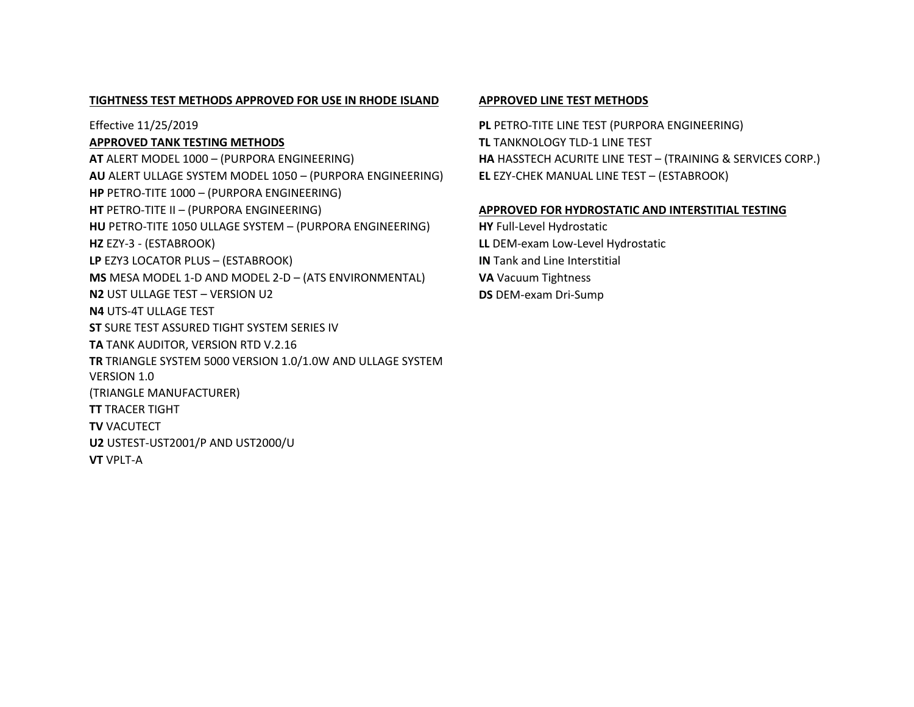## TIGHTNESS TEST METHODS APPROVED FOR USE IN RHODE ISLAND

Effective 11/25/2019

### APPROVED TANK TESTING METHODS

**AT** ALERT MODEL 1000 – (PURPORA ENGINEERING)
**AU** ALERT ULLAGE SYSTEM MODEL 1050 – (PURPORA ENGINEERING)
**HP** PETRO-TITE 1000 – (PURPORA ENGINEERING)
**HT** PETRO-TITE II – (PURPORA ENGINEERING)
**HU** PETRO-TITE 1050 ULLAGE SYSTEM – (PURPORA ENGINEERING)
**HZ** EZY-3 - (ESTABROOK)
**LP** EZY3 LOCATOR PLUS – (ESTABROOK)
**MS** MESA MODEL 1-D AND MODEL 2-D – (ATS ENVIRONMENTAL)
**N2** UST ULLAGE TEST – VERSION U2
**N4** UTS-4T ULLAGE TEST
**ST** SURE TEST ASSURED TIGHT SYSTEM SERIES IV
**TA** TANK AUDITOR, VERSION RTD V.2.16
**TR** TRIANGLE SYSTEM 5000 VERSION 1.0/1.0W AND ULLAGE SYSTEM VERSION 1.0
(TRIANGLE MANUFACTURER)
**TT** TRACER TIGHT
**TV** VACUTECT
**U2** USTEST-UST2001/P AND UST2000/U
**VT** VPLT-A

## APPROVED LINE TEST METHODS

**PL** PETRO-TITE LINE TEST (PURPORA ENGINEERING)
**TL** TANKNOLOGY TLD-1 LINE TEST
**HA** HASSTECH ACURITE LINE TEST – (TRAINING & SERVICES CORP.)
**EL** EZY-CHEK MANUAL LINE TEST – (ESTABROOK)

## APPROVED FOR HYDROSTATIC AND INTERSTITIAL TESTING

**HY** Full-Level Hydrostatic
**LL** DEM-exam Low-Level Hydrostatic
**IN** Tank and Line Interstitial
**VA** Vacuum Tightness
**DS** DEM-exam Dri-Sump